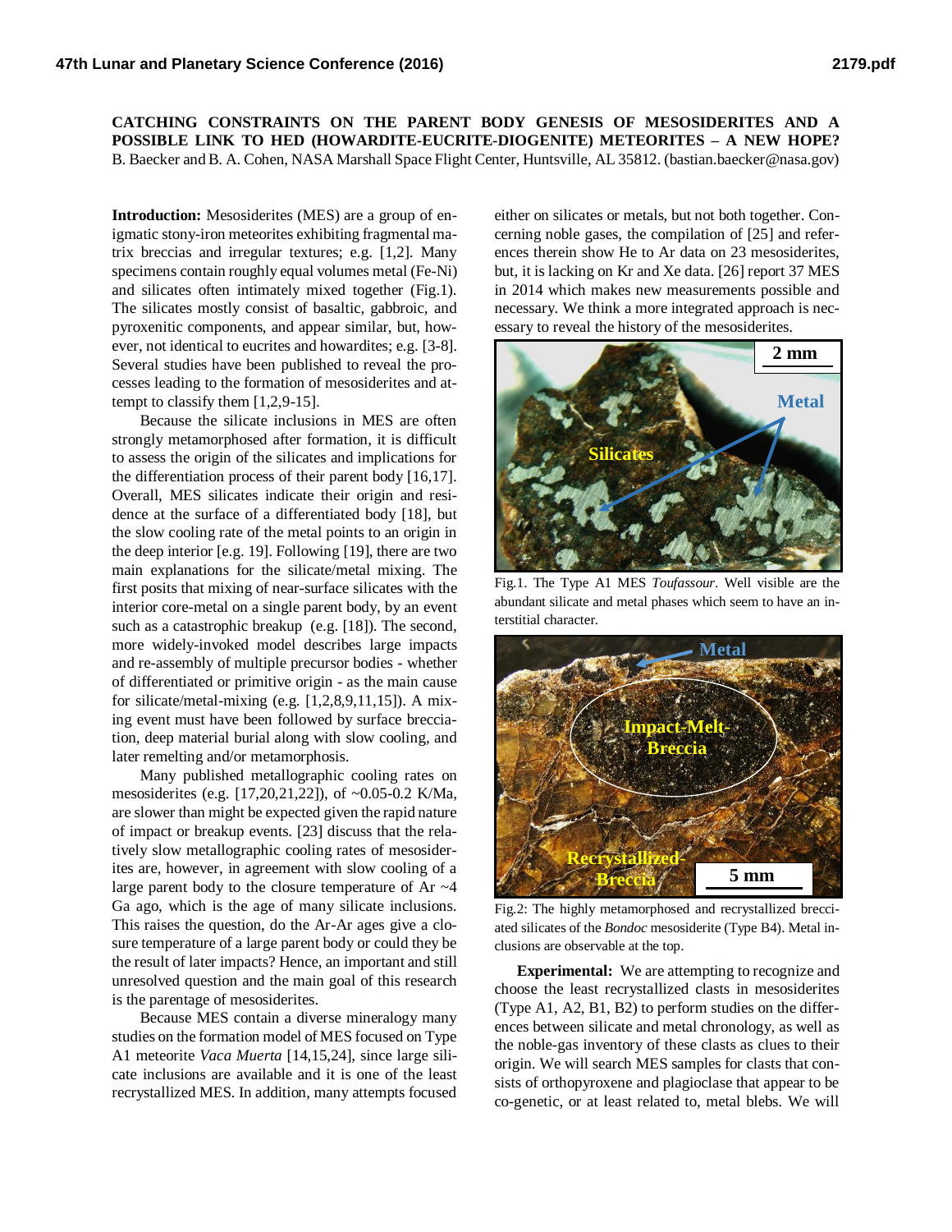**CATCHING CONSTRAINTS ON THE PARENT BODY GENESIS OF MESOSIDERITES AND A POSSIBLE LINK TO HED (HOWARDITE-EUCRITE-DIOGENITE) METEORITES – A NEW HOPE?** B. Baecker and B. A. Cohen, NASA Marshall Space Flight Center, Huntsville, AL 35812. (bastian.baecker@nasa.gov)

**Introduction:** Mesosiderites (MES) are a group of enigmatic stony-iron meteorites exhibiting fragmental matrix breccias and irregular textures; e.g. [1,2]. Many specimens contain roughly equal volumes metal (Fe-Ni) and silicates often intimately mixed together (Fig.1). The silicates mostly consist of basaltic, gabbroic, and pyroxenitic components, and appear similar, but, however, not identical to eucrites and howardites; e.g. [3-8]. Several studies have been published to reveal the processes leading to the formation of mesosiderites and attempt to classify them [1,2,9-15].

Because the silicate inclusions in MES are often strongly metamorphosed after formation, it is difficult to assess the origin of the silicates and implications for the differentiation process of their parent body [16,17]. Overall, MES silicates indicate their origin and residence at the surface of a differentiated body [18], but the slow cooling rate of the metal points to an origin in the deep interior [e.g. 19]. Following [19], there are two main explanations for the silicate/metal mixing. The first posits that mixing of near-surface silicates with the interior core-metal on a single parent body, by an event such as a catastrophic breakup (e.g. [18]). The second, more widely-invoked model describes large impacts and re-assembly of multiple precursor bodies - whether of differentiated or primitive origin - as the main cause for silicate/metal-mixing (e.g. [1,2,8,9,11,15]). A mixing event must have been followed by surface brecciation, deep material burial along with slow cooling, and later remelting and/or metamorphosis.

Many published metallographic cooling rates on mesosiderites (e.g. [17,20,21,22]), of ~0.05-0.2 K/Ma, are slower than might be expected given the rapid nature of impact or breakup events. [23] discuss that the relatively slow metallographic cooling rates of mesosiderites are, however, in agreement with slow cooling of a large parent body to the closure temperature of Ar ~4 Ga ago, which is the age of many silicate inclusions. This raises the question, do the Ar-Ar ages give a closure temperature of a large parent body or could they be the result of later impacts? Hence, an important and still unresolved question and the main goal of this research is the parentage of mesosiderites.

Because MES contain a diverse mineralogy many studies on the formation model of MES focused on Type A1 meteorite *Vaca Muerta* [14,15,24], since large silicate inclusions are available and it is one of the least recrystallized MES. In addition, many attempts focused either on silicates or metals, but not both together. Concerning noble gases, the compilation of [25] and references therein show He to Ar data on 23 mesosiderites, but, it is lacking on Kr and Xe data. [26] report 37 MES in 2014 which makes new measurements possible and necessary. We think a more integrated approach is necessary to reveal the history of the mesosiderites.

Fig.1. The Type A1 MES *Toufassour*. Well visible are the abundant silicate and metal phases which seem to have an interstitial character.

Fig.2: The highly metamorphosed and recrystallized brecciated silicates of the *Bondoc* mesosiderite (Type B4). Metal inclusions are observable at the top.

**Experimental:** We are attempting to recognize and choose the least recrystallized clasts in mesosiderites (Type A1, A2, B1, B2) to perform studies on the differences between silicate and metal chronology, as well as the noble-gas inventory of these clasts as clues to their origin. We will search MES samples for clasts that consists of orthopyroxene and plagioclase that appear to be co-genetic, or at least related to, metal blebs. We will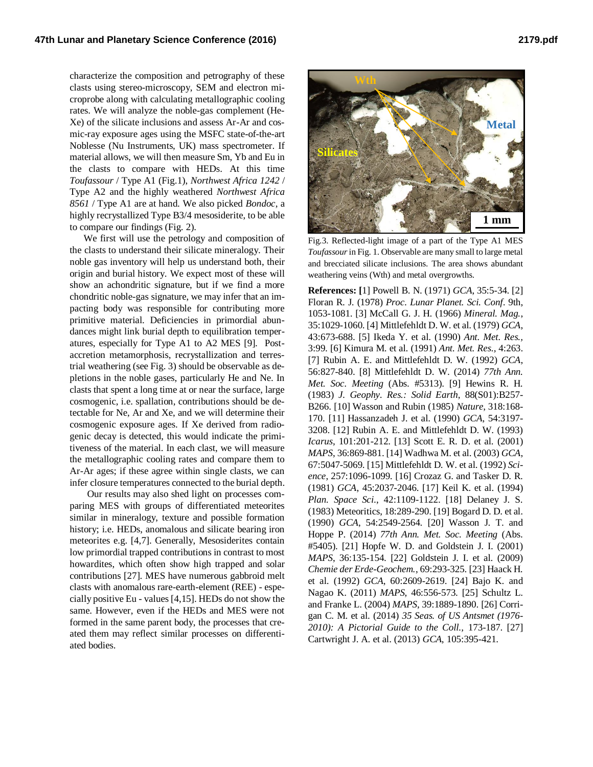characterize the composition and petrography of these clasts using stereo-microscopy, SEM and electron microprobe along with calculating metallographic cooling rates. We will analyze the noble-gas complement (He-Xe) of the silicate inclusions and assess Ar-Ar and cosmic-ray exposure ages using the MSFC state-of-the-art Noblesse (Nu Instruments, UK) mass spectrometer. If material allows, we will then measure Sm, Yb and Eu in the clasts to compare with HEDs. At this time *Toufassour* / Type A1 (Fig.1), *Northwest Africa 1242* / Type A2 and the highly weathered *Northwest Africa 8561* / Type A1 are at hand. We also picked *Bondoc*, a highly recrystallized Type B3/4 mesosiderite, to be able to compare our findings (Fig. 2).

We first will use the petrology and composition of the clasts to understand their silicate mineralogy. Their noble gas inventory will help us understand both, their origin and burial history. We expect most of these will show an achondritic signature, but if we find a more chondritic noble-gas signature, we may infer that an impacting body was responsible for contributing more primitive material. Deficiencies in primordial abundances might link burial depth to equilibration temperatures, especially for Type A1 to A2 MES [9]. Post-accretion metamorphosis, recrystallization and terrestrial weathering (see Fig. 3) should be observable as depletions in the noble gases, particularly He and Ne. In clasts that spent a long time at or near the surface, large cosmogenic, i.e. spallation, contributions should be detectable for Ne, Ar and Xe, and we will determine their cosmogenic exposure ages. If Xe derived from radiogenic decay is detected, this would indicate the primitiveness of the material. In each clast, we will measure the metallographic cooling rates and compare them to Ar-Ar ages; if these agree within single clasts, we can infer closure temperatures connected to the burial depth.

Our results may also shed light on processes comparing MES with groups of differentiated meteorites similar in mineralogy, texture and possible formation history; i.e. HEDs, anomalous and silicate bearing iron meteorites e.g. [4,7]. Generally, Mesosiderites contain low primordial trapped contributions in contrast to most howardites, which often show high trapped and solar contributions [27]. MES have numerous gabbroid melt clasts with anomalous rare-earth-element (REE) - especially positive Eu - values [4,15]. HEDs do not show the same. However, even if the HEDs and MES were not formed in the same parent body, the processes that created them may reflect similar processes on differentiated bodies.

Wth

Metal

Silicates

1 mm

Fig.3. Reflected-light image of a part of the Type A1 MES *Toufassour* in Fig. 1. Observable are many small to large metal and brecciated silicate inclusions. The area shows abundant weathering veins (Wth) and metal overgrowths.

**References: [**1] Powell B. N. (1971) *GCA*, 35:5-34. [2] Floran R. J. (1978) *Proc. Lunar Planet. Sci. Conf*. 9th, 1053-1081. [3] McCall G. J. H. (1966) *Mineral. Mag.*, 35:1029-1060. [4] Mittlefehldt D. W. et al. (1979) *GCA*, 43:673-688. [5] Ikeda Y. et al. (1990) *Ant. Met. Res.*, 3:99. [6] Kimura M. et al. (1991) *Ant. Met. Res.*, 4:263. [7] Rubin A. E. and Mittlefehldt D. W. (1992) *GCA*, 56:827-840. [8] Mittlefehldt D. W. (2014) *77th Ann. Met. Soc. Meeting* (Abs. #5313). [9] Hewins R. H. (1983) *J. Geophy. Res.: Solid Earth*, 88(S01):B257-B266. [10] Wasson and Rubin (1985) *Nature*, 318:168-170. [11] Hassanzadeh J. et al. (1990) *GCA*, 54:3197-3208. [12] Rubin A. E. and Mittlefehldt D. W. (1993) *Icarus*, 101:201-212. [13] Scott E. R. D. et al. (2001) *MAPS*, 36:869-881. [14] Wadhwa M. et al. (2003) *GCA*, 67:5047-5069. [15] Mittlefehldt D. W. et al. (1992) *Science*, 257:1096-1099. [16] Crozaz G. and Tasker D. R. (1981) *GCA*, 45:2037-2046. [17] Keil K. et al. (1994) *Plan. Space Sci.*, 42:1109-1122. [18] Delaney J. S. (1983) Meteoritics, 18:289-290. [19] Bogard D. D. et al. (1990) *GCA*, 54:2549-2564. [20] Wasson J. T. and Hoppe P. (2014) *77th Ann. Met. Soc. Meeting* (Abs. #5405). [21] Hopfe W. D. and Goldstein J. I. (2001) *MAPS*, 36:135-154. [22] Goldstein J. I. et al. (2009) *Chemie der Erde-Geochem.*, 69:293-325. [23] Haack H. et al. (1992) *GCA*, 60:2609-2619. [24] Bajo K. and Nagao K. (2011) *MAPS*, 46:556-573. [25] Schultz L. and Franke L. (2004) *MAPS*, 39:1889-1890. [26] Corrigan C. M. et al. (2014) *35 Seas. of US Antsmet (1976-2010): A Pictorial Guide to the Coll.*, 173-187. [27] Cartwright J. A. et al. (2013) *GCA*, 105:395-421.